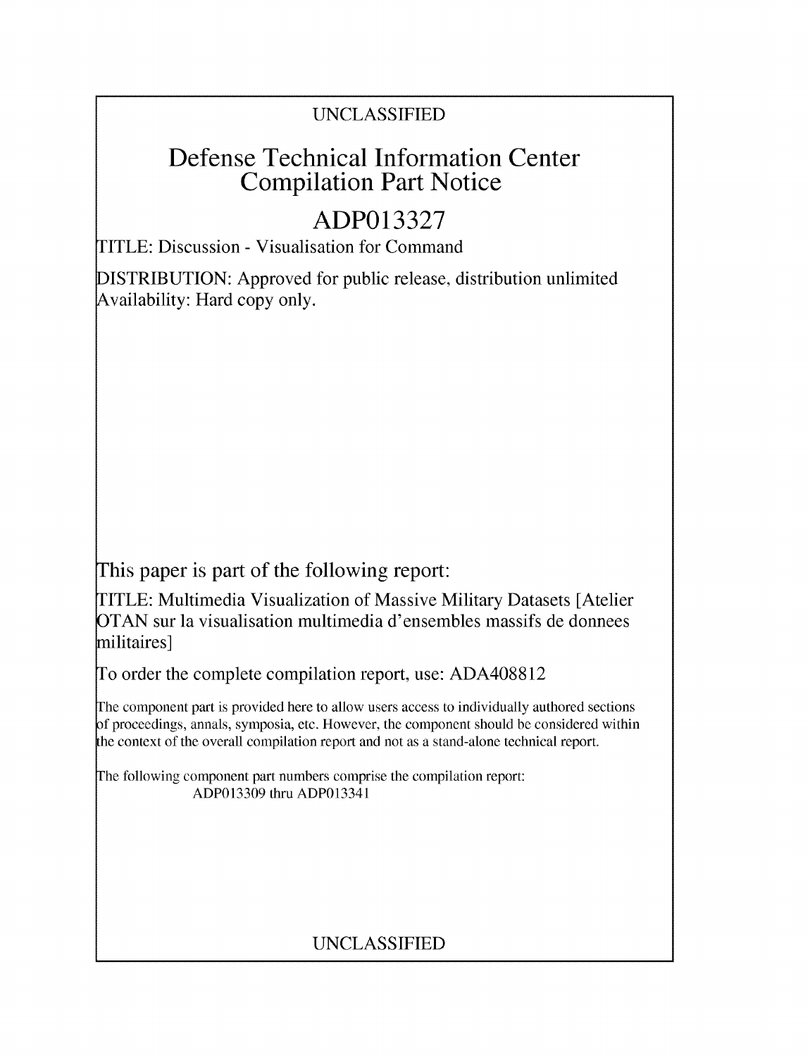UNCLASSIFIED

# Defense Technical Information Center Compilation Part Notice

## ADP013327

TITLE: Discussion - Visualisation for Command

DISTRIBUTION: Approved for public release, distribution unlimited
Availability: Hard copy only.

This paper is part of the following report:

TITLE: Multimedia Visualization of Massive Military Datasets [Atelier OTAN sur la visualisation multimedia d'ensembles massifs de donnees militaires]

To order the complete compilation report, use: ADA408812

The component part is provided here to allow users access to individually authored sections of proceedings, annals, symposia, etc. However, the component should be considered within the context of the overall compilation report and not as a stand-alone technical report.

The following component part numbers comprise the compilation report:
ADP013309 thru ADP013341

UNCLASSIFIED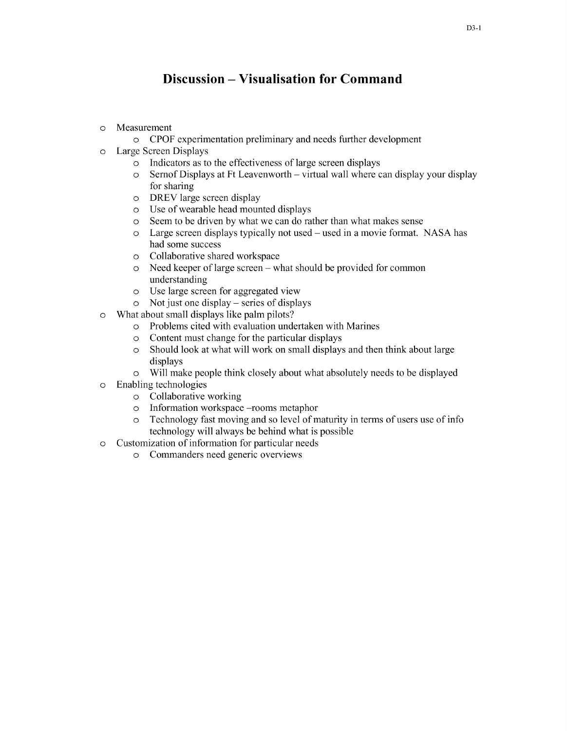# Discussion – Visualisation for Command

- Measurement
  - CPOF experimentation preliminary and needs further development
- Large Screen Displays
  - Indicators as to the effectiveness of large screen displays
  - Sernof Displays at Ft Leavenworth – virtual wall where can display your display for sharing
  - DREV large screen display
  - Use of wearable head mounted displays
  - Seem to be driven by what we can do rather than what makes sense
  - Large screen displays typically not used – used in a movie format. NASA has had some success
  - Collaborative shared workspace
  - Need keeper of large screen – what should be provided for common understanding
  - Use large screen for aggregated view
  - Not just one display – series of displays
- What about small displays like palm pilots?
  - Problems cited with evaluation undertaken with Marines
  - Content must change for the particular displays
  - Should look at what will work on small displays and then think about large displays
  - Will make people think closely about what absolutely needs to be displayed
- Enabling technologies
  - Collaborative working
  - Information workspace –rooms metaphor
  - Technology fast moving and so level of maturity in terms of users use of info technology will always be behind what is possible
- Customization of information for particular needs
  - Commanders need generic overviews